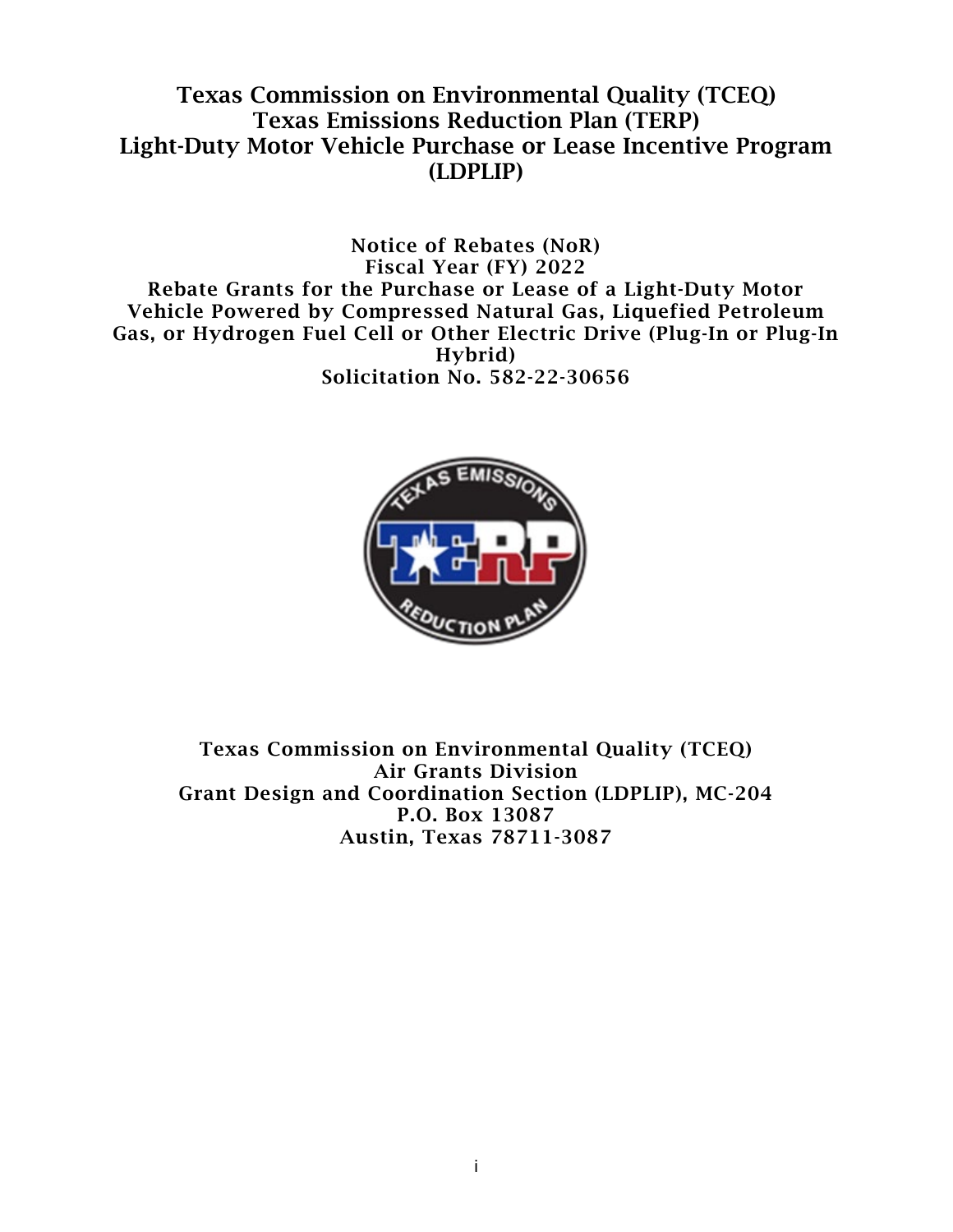# Texas Commission on Environmental Quality (TCEQ)
# Texas Emissions Reduction Plan (TERP)
# Light-Duty Motor Vehicle Purchase or Lease Incentive Program (LDPLIP)

**Notice of Rebates (NoR)**
**Fiscal Year (FY) 2022**
**Rebate Grants for the Purchase or Lease of a Light-Duty Motor Vehicle Powered by Compressed Natural Gas, Liquefied Petroleum Gas, or Hydrogen Fuel Cell or Other Electric Drive (Plug-In or Plug-In Hybrid)**
**Solicitation No. 582-22-30656**

**Texas Commission on Environmental Quality (TCEQ)**
**Air Grants Division**
**Grant Design and Coordination Section (LDPLIP), MC-204**
**P.O. Box 13087**
**Austin, Texas 78711-3087**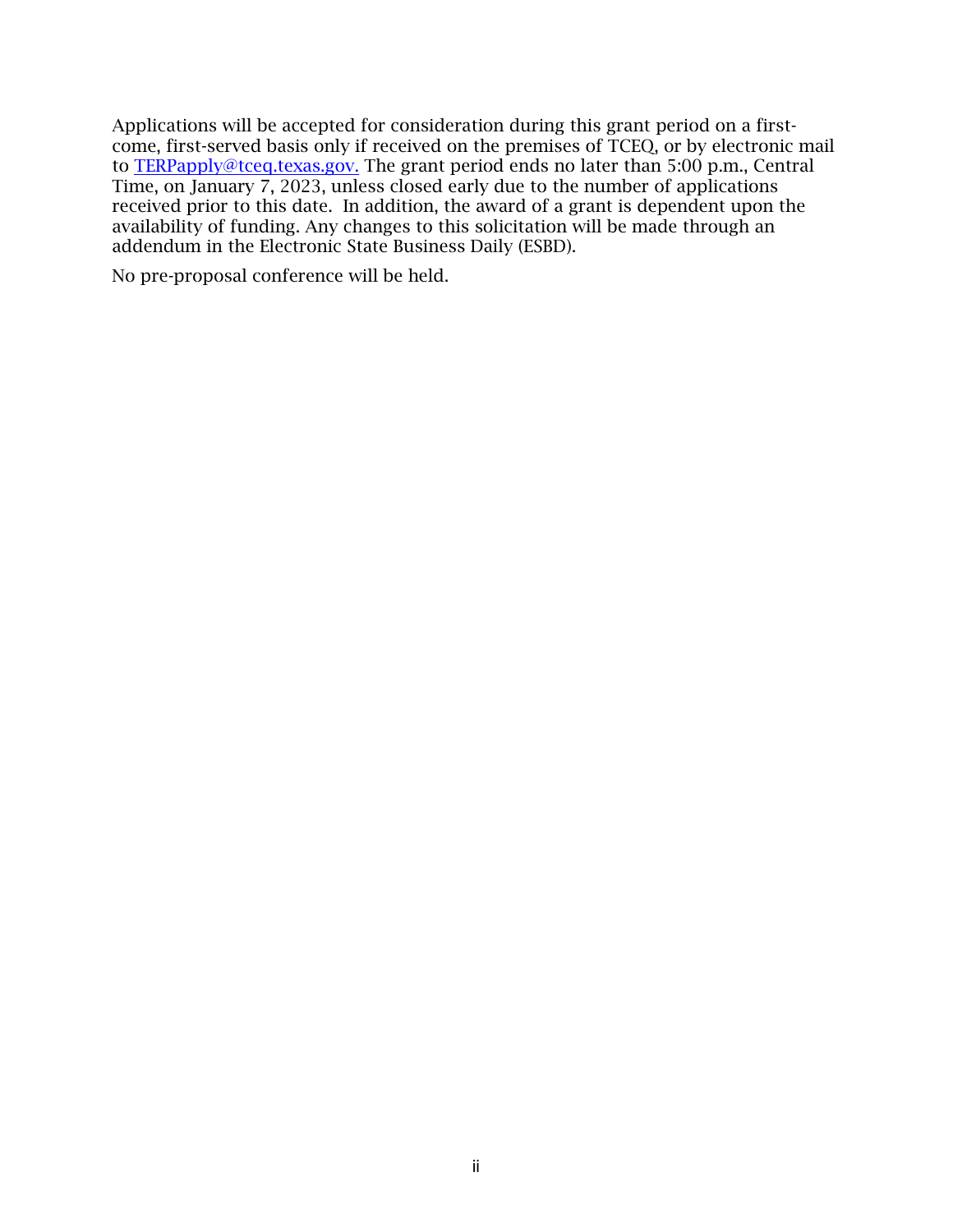Applications will be accepted for consideration during this grant period on a first-come, first-served basis only if received on the premises of TCEQ, or by electronic mail to [TERPapply@tceq.texas.gov.](mailto:TERPapply@tceq.texas.gov) The grant period ends no later than 5:00 p.m., Central Time, on January 7, 2023, unless closed early due to the number of applications received prior to this date. In addition, the award of a grant is dependent upon the availability of funding. Any changes to this solicitation will be made through an addendum in the Electronic State Business Daily (ESBD).

No pre-proposal conference will be held.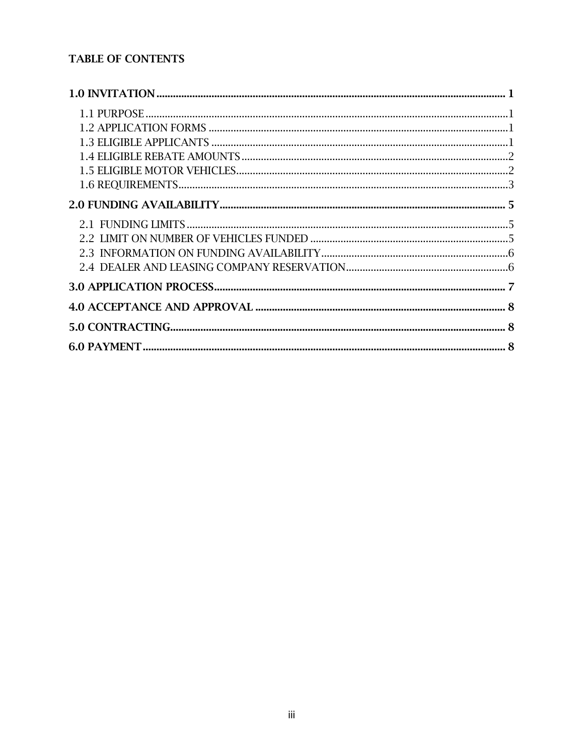# TABLE OF CONTENTS

**1.0 INVITATION** .......... **1**

- 1.1 PURPOSE .......... 1
- 1.2 APPLICATION FORMS .......... 1
- 1.3 ELIGIBLE APPLICANTS .......... 1
- 1.4 ELIGIBLE REBATE AMOUNTS .......... 2
- 1.5 ELIGIBLE MOTOR VEHICLES .......... 2
- 1.6 REQUIREMENTS .......... 3

**2.0 FUNDING AVAILABILITY** .......... **5**

- 2.1 FUNDING LIMITS .......... 5
- 2.2 LIMIT ON NUMBER OF VEHICLES FUNDED .......... 5
- 2.3 INFORMATION ON FUNDING AVAILABILITY .......... 6
- 2.4 DEALER AND LEASING COMPANY RESERVATION .......... 6

**3.0 APPLICATION PROCESS** .......... **7**

**4.0 ACCEPTANCE AND APPROVAL** .......... **8**

**5.0 CONTRACTING** .......... **8**

**6.0 PAYMENT** .......... **8**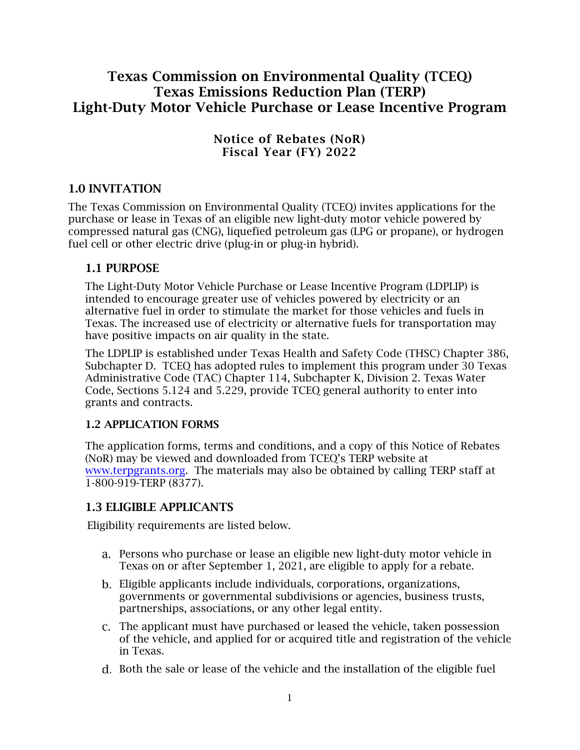# Texas Commission on Environmental Quality (TCEQ) Texas Emissions Reduction Plan (TERP) Light-Duty Motor Vehicle Purchase or Lease Incentive Program

### Notice of Rebates (NoR) Fiscal Year (FY) 2022

## 1.0 INVITATION

The Texas Commission on Environmental Quality (TCEQ) invites applications for the purchase or lease in Texas of an eligible new light-duty motor vehicle powered by compressed natural gas (CNG), liquefied petroleum gas (LPG or propane), or hydrogen fuel cell or other electric drive (plug-in or plug-in hybrid).

### 1.1 PURPOSE

The Light-Duty Motor Vehicle Purchase or Lease Incentive Program (LDPLIP) is intended to encourage greater use of vehicles powered by electricity or an alternative fuel in order to stimulate the market for those vehicles and fuels in Texas. The increased use of electricity or alternative fuels for transportation may have positive impacts on air quality in the state.

The LDPLIP is established under Texas Health and Safety Code (THSC) Chapter 386, Subchapter D. TCEQ has adopted rules to implement this program under 30 Texas Administrative Code (TAC) Chapter 114, Subchapter K, Division 2. Texas Water Code, Sections 5.124 and 5.229, provide TCEQ general authority to enter into grants and contracts.

#### 1.2 APPLICATION FORMS

The application forms, terms and conditions, and a copy of this Notice of Rebates (NoR) may be viewed and downloaded from TCEQ's TERP website at [www.terpgrants.org](http://www.terpgrants.org). The materials may also be obtained by calling TERP staff at 1-800-919-TERP (8377).

### 1.3 ELIGIBLE APPLICANTS

Eligibility requirements are listed below.

a. Persons who purchase or lease an eligible new light-duty motor vehicle in Texas on or after September 1, 2021, are eligible to apply for a rebate.

b. Eligible applicants include individuals, corporations, organizations, governments or governmental subdivisions or agencies, business trusts, partnerships, associations, or any other legal entity.

c. The applicant must have purchased or leased the vehicle, taken possession of the vehicle, and applied for or acquired title and registration of the vehicle in Texas.

d. Both the sale or lease of the vehicle and the installation of the eligible fuel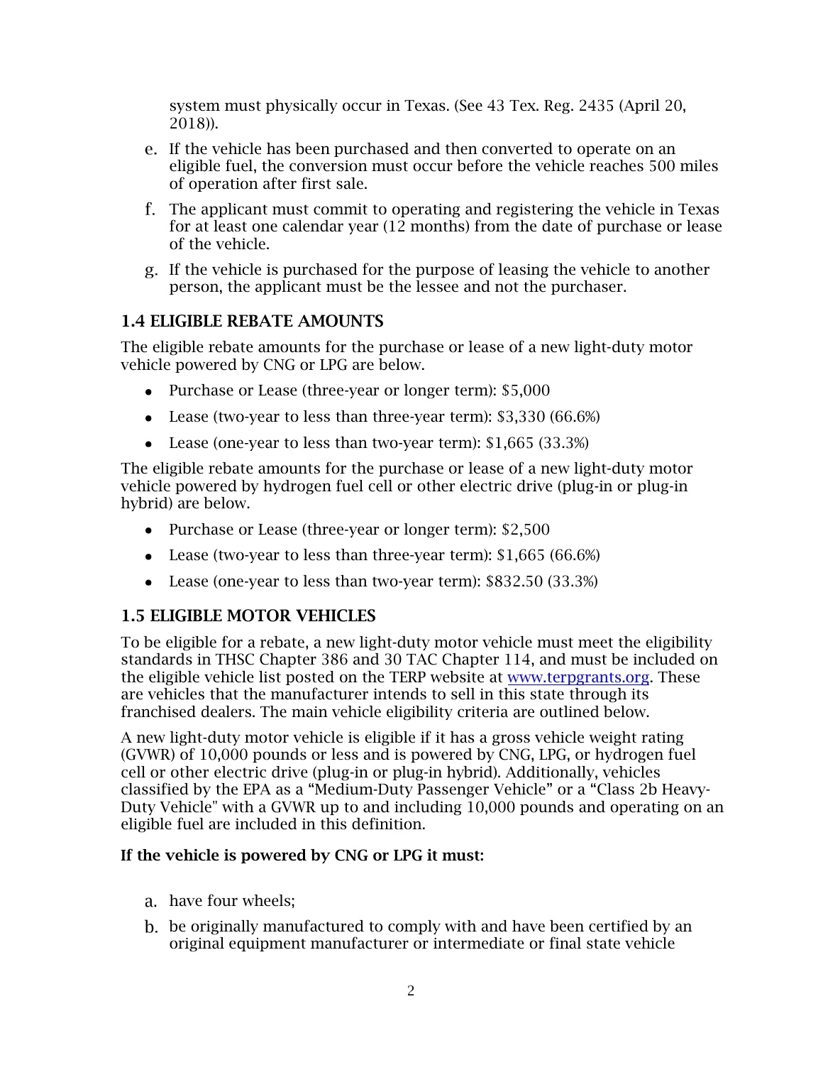system must physically occur in Texas. (See 43 Tex. Reg. 2435 (April 20, 2018)).

e. If the vehicle has been purchased and then converted to operate on an eligible fuel, the conversion must occur before the vehicle reaches 500 miles of operation after first sale.

f. The applicant must commit to operating and registering the vehicle in Texas for at least one calendar year (12 months) from the date of purchase or lease of the vehicle.

g. If the vehicle is purchased for the purpose of leasing the vehicle to another person, the applicant must be the lessee and not the purchaser.

## 1.4 ELIGIBLE REBATE AMOUNTS

The eligible rebate amounts for the purchase or lease of a new light-duty motor vehicle powered by CNG or LPG are below.

- Purchase or Lease (three-year or longer term): $5,000
- Lease (two-year to less than three-year term): $3,330 (66.6%)
- Lease (one-year to less than two-year term): $1,665 (33.3%)

The eligible rebate amounts for the purchase or lease of a new light-duty motor vehicle powered by hydrogen fuel cell or other electric drive (plug-in or plug-in hybrid) are below.

- Purchase or Lease (three-year or longer term): $2,500
- Lease (two-year to less than three-year term): $1,665 (66.6%)
- Lease (one-year to less than two-year term): $832.50 (33.3%)

## 1.5 ELIGIBLE MOTOR VEHICLES

To be eligible for a rebate, a new light-duty motor vehicle must meet the eligibility standards in THSC Chapter 386 and 30 TAC Chapter 114, and must be included on the eligible vehicle list posted on the TERP website at www.terpgrants.org. These are vehicles that the manufacturer intends to sell in this state through its franchised dealers. The main vehicle eligibility criteria are outlined below.

A new light-duty motor vehicle is eligible if it has a gross vehicle weight rating (GVWR) of 10,000 pounds or less and is powered by CNG, LPG, or hydrogen fuel cell or other electric drive (plug-in or plug-in hybrid). Additionally, vehicles classified by the EPA as a "Medium-Duty Passenger Vehicle" or a "Class 2b Heavy-Duty Vehicle" with a GVWR up to and including 10,000 pounds and operating on an eligible fuel are included in this definition.

**If the vehicle is powered by CNG or LPG it must:**

a. have four wheels;

b. be originally manufactured to comply with and have been certified by an original equipment manufacturer or intermediate or final state vehicle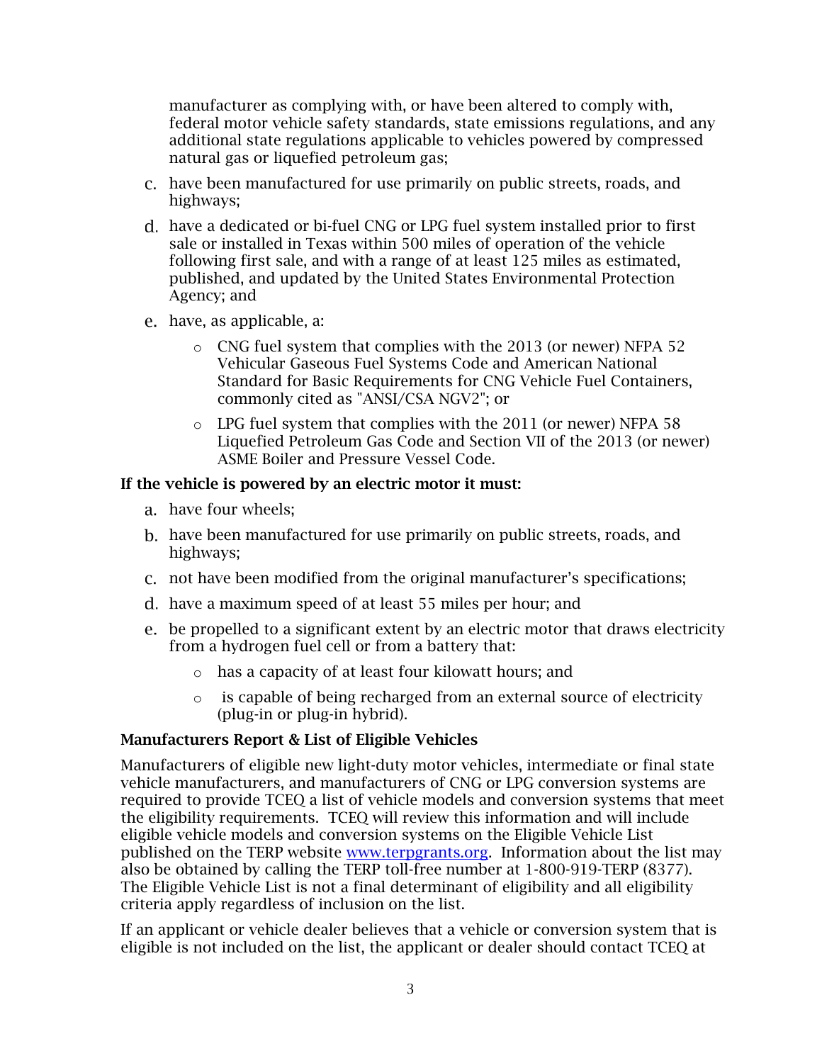manufacturer as complying with, or have been altered to comply with, federal motor vehicle safety standards, state emissions regulations, and any additional state regulations applicable to vehicles powered by compressed natural gas or liquefied petroleum gas;

c. have been manufactured for use primarily on public streets, roads, and highways;

d. have a dedicated or bi-fuel CNG or LPG fuel system installed prior to first sale or installed in Texas within 500 miles of operation of the vehicle following first sale, and with a range of at least 125 miles as estimated, published, and updated by the United States Environmental Protection Agency; and

e. have, as applicable, a:

   - CNG fuel system that complies with the 2013 (or newer) NFPA 52 Vehicular Gaseous Fuel Systems Code and American National Standard for Basic Requirements for CNG Vehicle Fuel Containers, commonly cited as "ANSI/CSA NGV2"; or
   - LPG fuel system that complies with the 2011 (or newer) NFPA 58 Liquefied Petroleum Gas Code and Section VII of the 2013 (or newer) ASME Boiler and Pressure Vessel Code.

**If the vehicle is powered by an electric motor it must:**

a. have four wheels;

b. have been manufactured for use primarily on public streets, roads, and highways;

c. not have been modified from the original manufacturer's specifications;

d. have a maximum speed of at least 55 miles per hour; and

e. be propelled to a significant extent by an electric motor that draws electricity from a hydrogen fuel cell or from a battery that:

   - has a capacity of at least four kilowatt hours; and
   - is capable of being recharged from an external source of electricity (plug-in or plug-in hybrid).

**Manufacturers Report & List of Eligible Vehicles**

Manufacturers of eligible new light-duty motor vehicles, intermediate or final state vehicle manufacturers, and manufacturers of CNG or LPG conversion systems are required to provide TCEQ a list of vehicle models and conversion systems that meet the eligibility requirements. TCEQ will review this information and will include eligible vehicle models and conversion systems on the Eligible Vehicle List published on the TERP website www.terpgrants.org. Information about the list may also be obtained by calling the TERP toll-free number at 1-800-919-TERP (8377). The Eligible Vehicle List is not a final determinant of eligibility and all eligibility criteria apply regardless of inclusion on the list.

If an applicant or vehicle dealer believes that a vehicle or conversion system that is eligible is not included on the list, the applicant or dealer should contact TCEQ at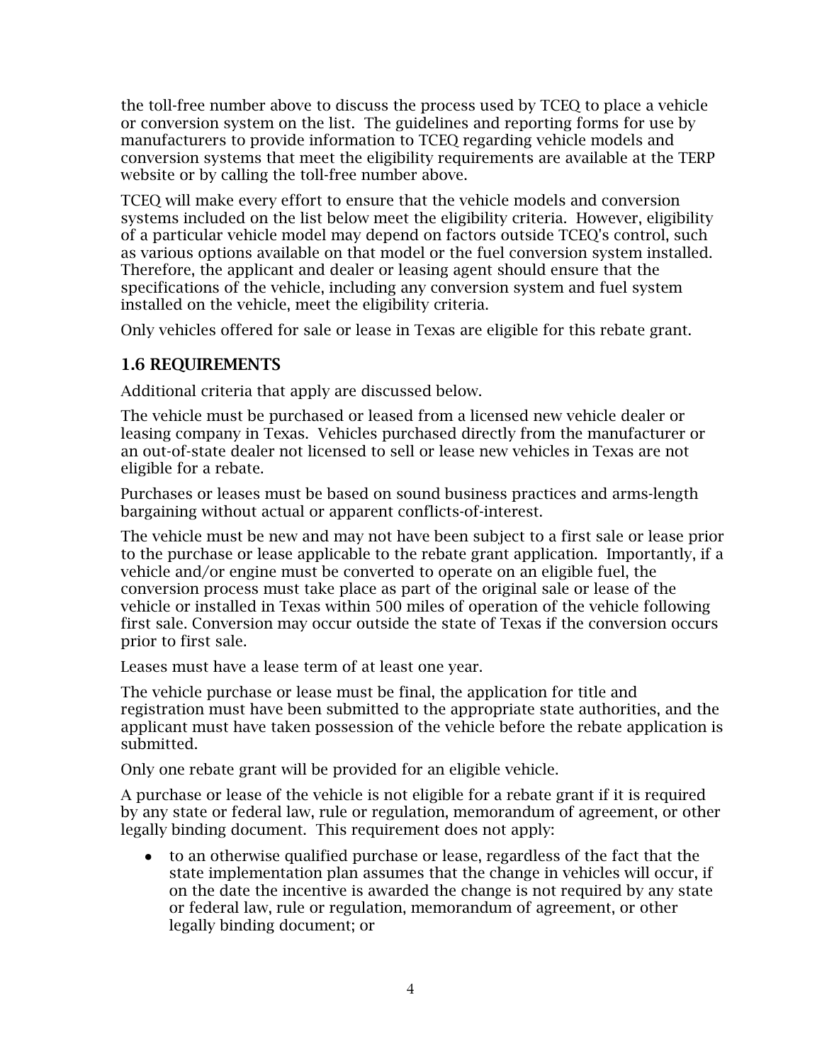the toll-free number above to discuss the process used by TCEQ to place a vehicle or conversion system on the list. The guidelines and reporting forms for use by manufacturers to provide information to TCEQ regarding vehicle models and conversion systems that meet the eligibility requirements are available at the TERP website or by calling the toll-free number above.

TCEQ will make every effort to ensure that the vehicle models and conversion systems included on the list below meet the eligibility criteria. However, eligibility of a particular vehicle model may depend on factors outside TCEQ's control, such as various options available on that model or the fuel conversion system installed. Therefore, the applicant and dealer or leasing agent should ensure that the specifications of the vehicle, including any conversion system and fuel system installed on the vehicle, meet the eligibility criteria.

Only vehicles offered for sale or lease in Texas are eligible for this rebate grant.

## 1.6 REQUIREMENTS

Additional criteria that apply are discussed below.

The vehicle must be purchased or leased from a licensed new vehicle dealer or leasing company in Texas. Vehicles purchased directly from the manufacturer or an out-of-state dealer not licensed to sell or lease new vehicles in Texas are not eligible for a rebate.

Purchases or leases must be based on sound business practices and arms-length bargaining without actual or apparent conflicts-of-interest.

The vehicle must be new and may not have been subject to a first sale or lease prior to the purchase or lease applicable to the rebate grant application. Importantly, if a vehicle and/or engine must be converted to operate on an eligible fuel, the conversion process must take place as part of the original sale or lease of the vehicle or installed in Texas within 500 miles of operation of the vehicle following first sale. Conversion may occur outside the state of Texas if the conversion occurs prior to first sale.

Leases must have a lease term of at least one year.

The vehicle purchase or lease must be final, the application for title and registration must have been submitted to the appropriate state authorities, and the applicant must have taken possession of the vehicle before the rebate application is submitted.

Only one rebate grant will be provided for an eligible vehicle.

A purchase or lease of the vehicle is not eligible for a rebate grant if it is required by any state or federal law, rule or regulation, memorandum of agreement, or other legally binding document. This requirement does not apply:

- to an otherwise qualified purchase or lease, regardless of the fact that the state implementation plan assumes that the change in vehicles will occur, if on the date the incentive is awarded the change is not required by any state or federal law, rule or regulation, memorandum of agreement, or other legally binding document; or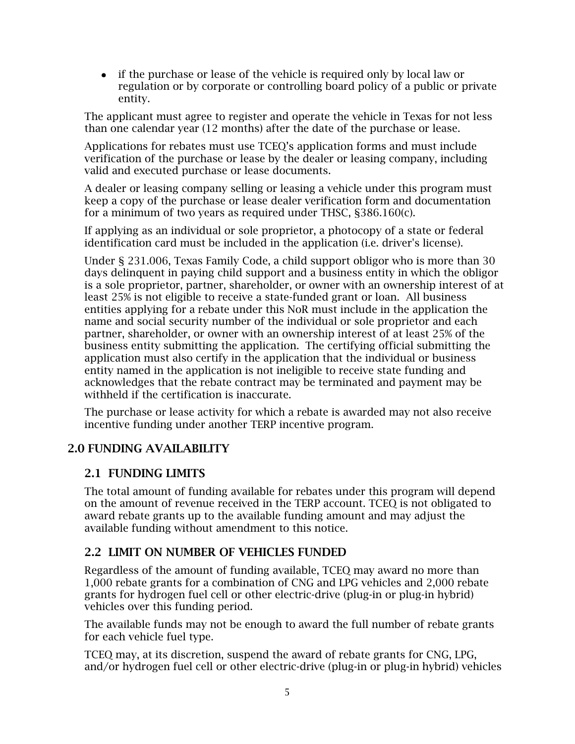- if the purchase or lease of the vehicle is required only by local law or regulation or by corporate or controlling board policy of a public or private entity.

The applicant must agree to register and operate the vehicle in Texas for not less than one calendar year (12 months) after the date of the purchase or lease.

Applications for rebates must use TCEQ's application forms and must include verification of the purchase or lease by the dealer or leasing company, including valid and executed purchase or lease documents.

A dealer or leasing company selling or leasing a vehicle under this program must keep a copy of the purchase or lease dealer verification form and documentation for a minimum of two years as required under THSC, §386.160(c).

If applying as an individual or sole proprietor, a photocopy of a state or federal identification card must be included in the application (i.e. driver's license).

Under § 231.006, Texas Family Code, a child support obligor who is more than 30 days delinquent in paying child support and a business entity in which the obligor is a sole proprietor, partner, shareholder, or owner with an ownership interest of at least 25% is not eligible to receive a state-funded grant or loan. All business entities applying for a rebate under this NoR must include in the application the name and social security number of the individual or sole proprietor and each partner, shareholder, or owner with an ownership interest of at least 25% of the business entity submitting the application. The certifying official submitting the application must also certify in the application that the individual or business entity named in the application is not ineligible to receive state funding and acknowledges that the rebate contract may be terminated and payment may be withheld if the certification is inaccurate.

The purchase or lease activity for which a rebate is awarded may not also receive incentive funding under another TERP incentive program.

## 2.0 FUNDING AVAILABILITY

### 2.1 FUNDING LIMITS

The total amount of funding available for rebates under this program will depend on the amount of revenue received in the TERP account. TCEQ is not obligated to award rebate grants up to the available funding amount and may adjust the available funding without amendment to this notice.

### 2.2 LIMIT ON NUMBER OF VEHICLES FUNDED

Regardless of the amount of funding available, TCEQ may award no more than 1,000 rebate grants for a combination of CNG and LPG vehicles and 2,000 rebate grants for hydrogen fuel cell or other electric-drive (plug-in or plug-in hybrid) vehicles over this funding period.

The available funds may not be enough to award the full number of rebate grants for each vehicle fuel type.

TCEQ may, at its discretion, suspend the award of rebate grants for CNG, LPG, and/or hydrogen fuel cell or other electric-drive (plug-in or plug-in hybrid) vehicles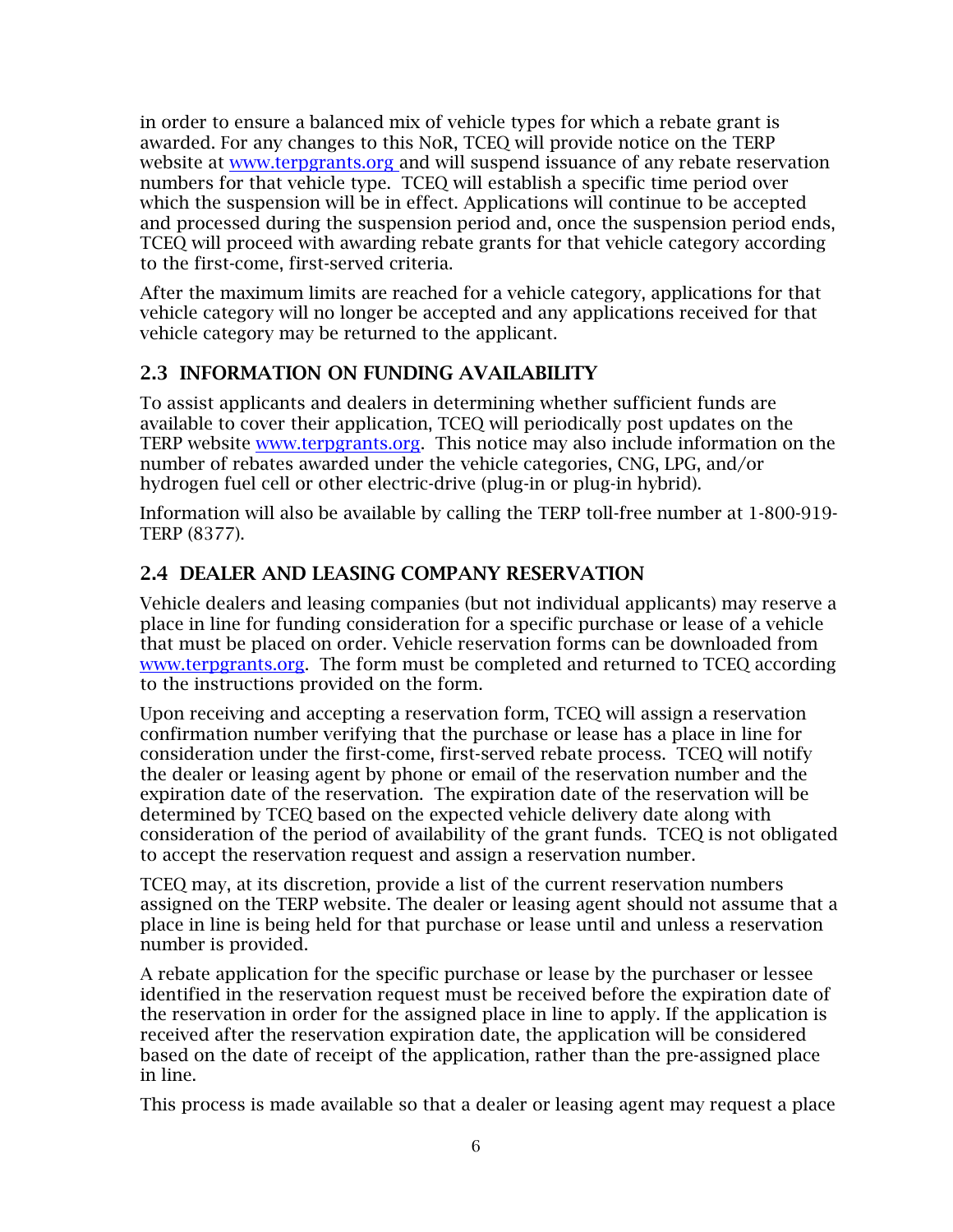in order to ensure a balanced mix of vehicle types for which a rebate grant is awarded. For any changes to this NoR, TCEQ will provide notice on the TERP website at www.terpgrants.org and will suspend issuance of any rebate reservation numbers for that vehicle type. TCEQ will establish a specific time period over which the suspension will be in effect. Applications will continue to be accepted and processed during the suspension period and, once the suspension period ends, TCEQ will proceed with awarding rebate grants for that vehicle category according to the first-come, first-served criteria.

After the maximum limits are reached for a vehicle category, applications for that vehicle category will no longer be accepted and any applications received for that vehicle category may be returned to the applicant.

## 2.3 INFORMATION ON FUNDING AVAILABILITY

To assist applicants and dealers in determining whether sufficient funds are available to cover their application, TCEQ will periodically post updates on the TERP website www.terpgrants.org. This notice may also include information on the number of rebates awarded under the vehicle categories, CNG, LPG, and/or hydrogen fuel cell or other electric-drive (plug-in or plug-in hybrid).

Information will also be available by calling the TERP toll-free number at 1-800-919-TERP (8377).

## 2.4 DEALER AND LEASING COMPANY RESERVATION

Vehicle dealers and leasing companies (but not individual applicants) may reserve a place in line for funding consideration for a specific purchase or lease of a vehicle that must be placed on order. Vehicle reservation forms can be downloaded from www.terpgrants.org. The form must be completed and returned to TCEQ according to the instructions provided on the form.

Upon receiving and accepting a reservation form, TCEQ will assign a reservation confirmation number verifying that the purchase or lease has a place in line for consideration under the first-come, first-served rebate process. TCEQ will notify the dealer or leasing agent by phone or email of the reservation number and the expiration date of the reservation. The expiration date of the reservation will be determined by TCEQ based on the expected vehicle delivery date along with consideration of the period of availability of the grant funds. TCEQ is not obligated to accept the reservation request and assign a reservation number.

TCEQ may, at its discretion, provide a list of the current reservation numbers assigned on the TERP website. The dealer or leasing agent should not assume that a place in line is being held for that purchase or lease until and unless a reservation number is provided.

A rebate application for the specific purchase or lease by the purchaser or lessee identified in the reservation request must be received before the expiration date of the reservation in order for the assigned place in line to apply. If the application is received after the reservation expiration date, the application will be considered based on the date of receipt of the application, rather than the pre-assigned place in line.

This process is made available so that a dealer or leasing agent may request a place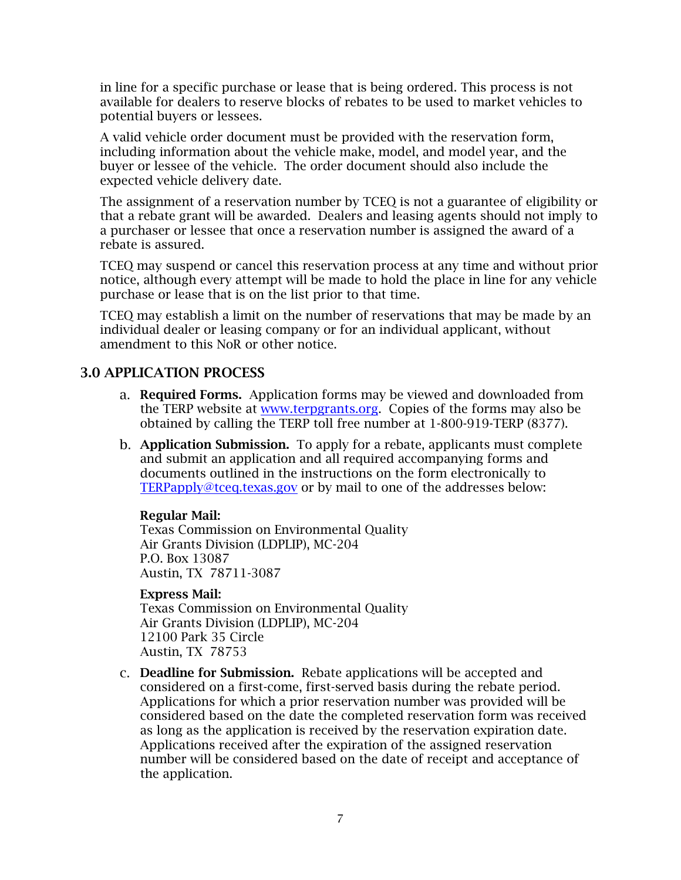in line for a specific purchase or lease that is being ordered. This process is not available for dealers to reserve blocks of rebates to be used to market vehicles to potential buyers or lessees.

A valid vehicle order document must be provided with the reservation form, including information about the vehicle make, model, and model year, and the buyer or lessee of the vehicle. The order document should also include the expected vehicle delivery date.

The assignment of a reservation number by TCEQ is not a guarantee of eligibility or that a rebate grant will be awarded. Dealers and leasing agents should not imply to a purchaser or lessee that once a reservation number is assigned the award of a rebate is assured.

TCEQ may suspend or cancel this reservation process at any time and without prior notice, although every attempt will be made to hold the place in line for any vehicle purchase or lease that is on the list prior to that time.

TCEQ may establish a limit on the number of reservations that may be made by an individual dealer or leasing company or for an individual applicant, without amendment to this NoR or other notice.

## 3.0 APPLICATION PROCESS

a. **Required Forms.** Application forms may be viewed and downloaded from the TERP website at www.terpgrants.org. Copies of the forms may also be obtained by calling the TERP toll free number at 1-800-919-TERP (8377).

b. **Application Submission.** To apply for a rebate, applicants must complete and submit an application and all required accompanying forms and documents outlined in the instructions on the form electronically to TERPapply@tceq.texas.gov or by mail to one of the addresses below:

   **Regular Mail:**
   Texas Commission on Environmental Quality
   Air Grants Division (LDPLIP), MC-204
   P.O. Box 13087
   Austin, TX 78711-3087

   **Express Mail:**
   Texas Commission on Environmental Quality
   Air Grants Division (LDPLIP), MC-204
   12100 Park 35 Circle
   Austin, TX 78753

c. **Deadline for Submission.** Rebate applications will be accepted and considered on a first-come, first-served basis during the rebate period. Applications for which a prior reservation number was provided will be considered based on the date the completed reservation form was received as long as the application is received by the reservation expiration date. Applications received after the expiration of the assigned reservation number will be considered based on the date of receipt and acceptance of the application.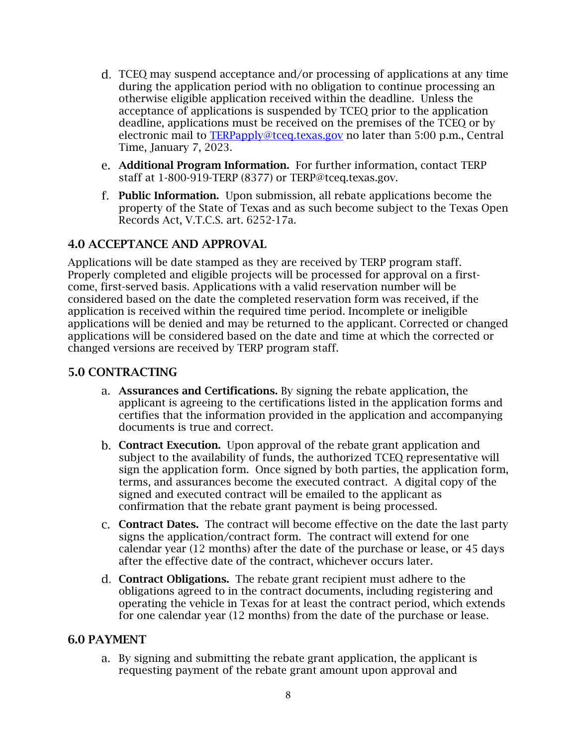d. TCEQ may suspend acceptance and/or processing of applications at any time during the application period with no obligation to continue processing an otherwise eligible application received within the deadline. Unless the acceptance of applications is suspended by TCEQ prior to the application deadline, applications must be received on the premises of the TCEQ or by electronic mail to [TERPapply@tceq.texas.gov](mailto:TERPapply@tceq.texas.gov) no later than 5:00 p.m., Central Time, January 7, 2023.

e. **Additional Program Information.** For further information, contact TERP staff at 1-800-919-TERP (8377) or TERP@tceq.texas.gov.

f. **Public Information.** Upon submission, all rebate applications become the property of the State of Texas and as such become subject to the Texas Open Records Act, V.T.C.S. art. 6252-17a.

## 4.0 ACCEPTANCE AND APPROVAL

Applications will be date stamped as they are received by TERP program staff. Properly completed and eligible projects will be processed for approval on a first-come, first-served basis. Applications with a valid reservation number will be considered based on the date the completed reservation form was received, if the application is received within the required time period. Incomplete or ineligible applications will be denied and may be returned to the applicant. Corrected or changed applications will be considered based on the date and time at which the corrected or changed versions are received by TERP program staff.

## 5.0 CONTRACTING

a. **Assurances and Certifications.** By signing the rebate application, the applicant is agreeing to the certifications listed in the application forms and certifies that the information provided in the application and accompanying documents is true and correct.

b. **Contract Execution.** Upon approval of the rebate grant application and subject to the availability of funds, the authorized TCEQ representative will sign the application form. Once signed by both parties, the application form, terms, and assurances become the executed contract. A digital copy of the signed and executed contract will be emailed to the applicant as confirmation that the rebate grant payment is being processed.

c. **Contract Dates.** The contract will become effective on the date the last party signs the application/contract form. The contract will extend for one calendar year (12 months) after the date of the purchase or lease, or 45 days after the effective date of the contract, whichever occurs later.

d. **Contract Obligations.** The rebate grant recipient must adhere to the obligations agreed to in the contract documents, including registering and operating the vehicle in Texas for at least the contract period, which extends for one calendar year (12 months) from the date of the purchase or lease.

## 6.0 PAYMENT

a. By signing and submitting the rebate grant application, the applicant is requesting payment of the rebate grant amount upon approval and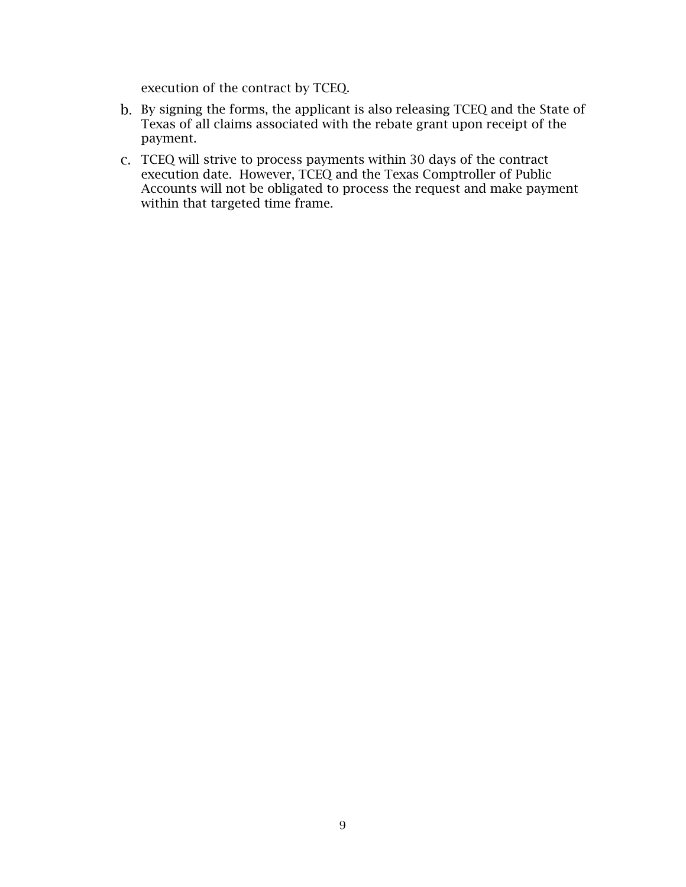execution of the contract by TCEQ.

b. By signing the forms, the applicant is also releasing TCEQ and the State of Texas of all claims associated with the rebate grant upon receipt of the payment.

c. TCEQ will strive to process payments within 30 days of the contract execution date. However, TCEQ and the Texas Comptroller of Public Accounts will not be obligated to process the request and make payment within that targeted time frame.